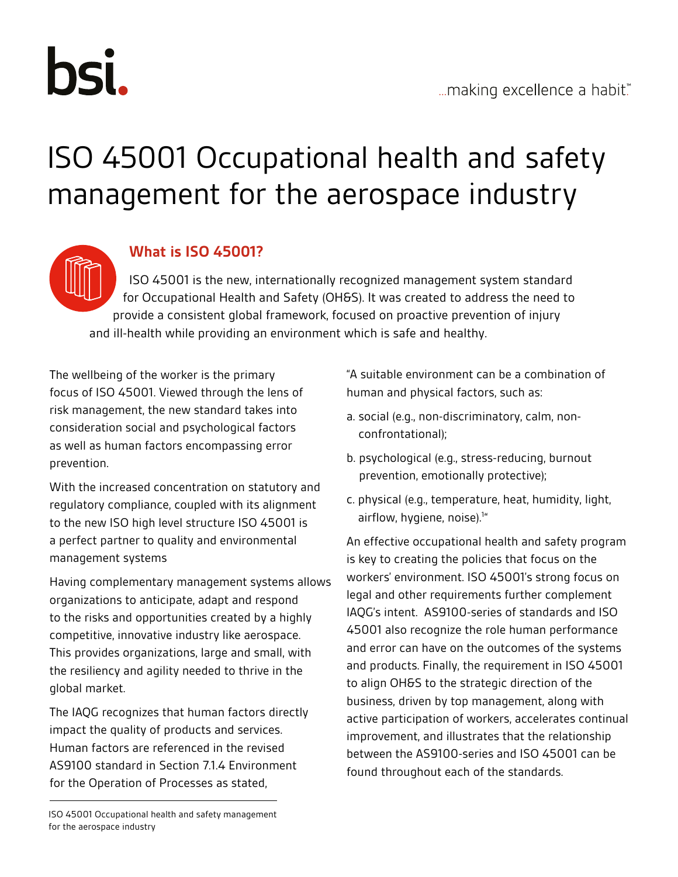# ISO 45001 Occupational health and safety management for the aerospace industry

## What is ISO 45001?

ISO 45001 is the new, internationally recognized management system standard for Occupational Health and Safety (OH&S). It was created to address the need to provide a consistent global framework, focused on proactive prevention of injury and ill-health while providing an environment which is safe and healthy.

The wellbeing of the worker is the primary focus of ISO 45001. Viewed through the lens of risk management, the new standard takes into consideration social and psychological factors as well as human factors encompassing error prevention.

With the increased concentration on statutory and regulatory compliance, coupled with its alignment to the new ISO high level structure ISO 45001 is a perfect partner to quality and environmental management systems

Having complementary management systems allows organizations to anticipate, adapt and respond to the risks and opportunities created by a highly competitive, innovative industry like aerospace. This provides organizations, large and small, with the resiliency and agility needed to thrive in the global market.

The IAQG recognizes that human factors directly impact the quality of products and services. Human factors are referenced in the revised AS9100 standard in Section 7.1.4 Environment for the Operation of Processes as stated,

"A suitable environment can be a combination of human and physical factors, such as:

a. social (e.g., non-discriminatory, calm, non-confrontational);

b. psychological (e.g., stress-reducing, burnout prevention, emotionally protective);

c. physical (e.g., temperature, heat, humidity, light, airflow, hygiene, noise).[1]"

An effective occupational health and safety program is key to creating the policies that focus on the workers' environment. ISO 45001's strong focus on legal and other requirements further complement IAQG's intent. AS9100-series of standards and ISO 45001 also recognize the role human performance and error can have on the outcomes of the systems and products. Finally, the requirement in ISO 45001 to align OH&S to the strategic direction of the business, driven by top management, along with active participation of workers, accelerates continual improvement, and illustrates that the relationship between the AS9100-series and ISO 45001 can be found throughout each of the standards.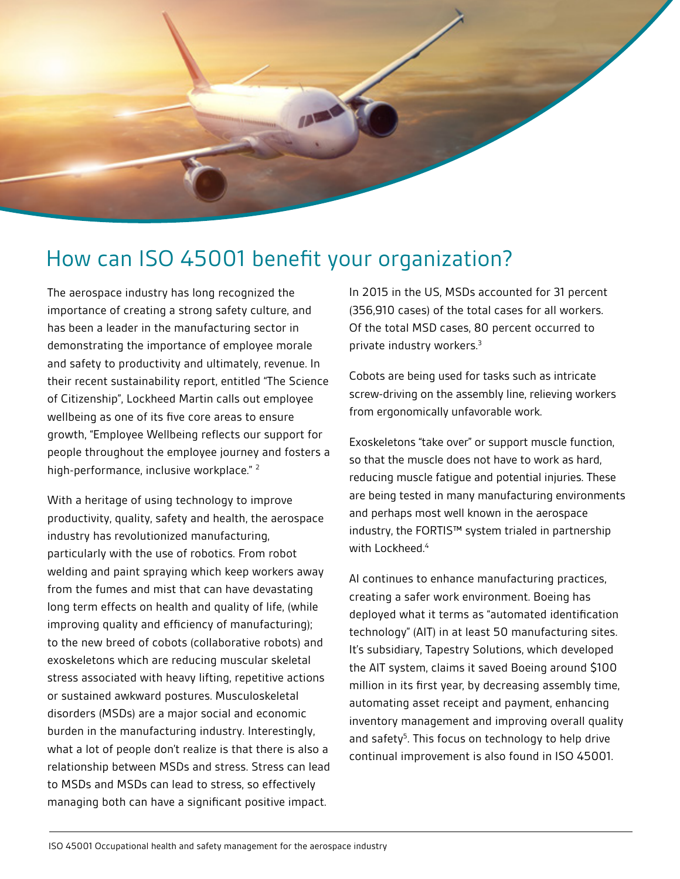## How can ISO 45001 benefit your organization?

The aerospace industry has long recognized the importance of creating a strong safety culture, and has been a leader in the manufacturing sector in demonstrating the importance of employee morale and safety to productivity and ultimately, revenue. In their recent sustainability report, entitled "The Science of Citizenship", Lockheed Martin calls out employee wellbeing as one of its five core areas to ensure growth, "Employee Wellbeing reflects our support for people throughout the employee journey and fosters a high-performance, inclusive workplace." [2]

With a heritage of using technology to improve productivity, quality, safety and health, the aerospace industry has revolutionized manufacturing, particularly with the use of robotics. From robot welding and paint spraying which keep workers away from the fumes and mist that can have devastating long term effects on health and quality of life, (while improving quality and efficiency of manufacturing); to the new breed of cobots (collaborative robots) and exoskeletons which are reducing muscular skeletal stress associated with heavy lifting, repetitive actions or sustained awkward postures. Musculoskeletal disorders (MSDs) are a major social and economic burden in the manufacturing industry. Interestingly, what a lot of people don't realize is that there is also a relationship between MSDs and stress. Stress can lead to MSDs and MSDs can lead to stress, so effectively managing both can have a significant positive impact.

In 2015 in the US, MSDs accounted for 31 percent (356,910 cases) of the total cases for all workers. Of the total MSD cases, 80 percent occurred to private industry workers.[3]

Cobots are being used for tasks such as intricate screw-driving on the assembly line, relieving workers from ergonomically unfavorable work.

Exoskeletons "take over" or support muscle function, so that the muscle does not have to work as hard, reducing muscle fatigue and potential injuries. These are being tested in many manufacturing environments and perhaps most well known in the aerospace industry, the FORTIS™ system trialed in partnership with Lockheed.[4]

AI continues to enhance manufacturing practices, creating a safer work environment. Boeing has deployed what it terms as "automated identification technology" (AIT) in at least 50 manufacturing sites. It's subsidiary, Tapestry Solutions, which developed the AIT system, claims it saved Boeing around $100 million in its first year, by decreasing assembly time, automating asset receipt and payment, enhancing inventory management and improving overall quality and safety[5]. This focus on technology to help drive continual improvement is also found in ISO 45001.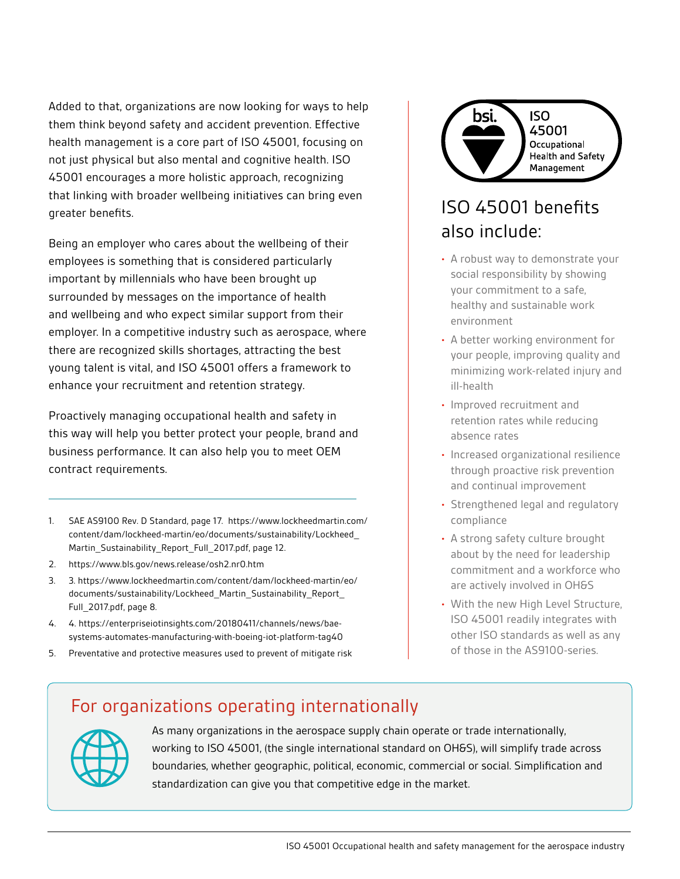Added to that, organizations are now looking for ways to help them think beyond safety and accident prevention. Effective health management is a core part of ISO 45001, focusing on not just physical but also mental and cognitive health. ISO 45001 encourages a more holistic approach, recognizing that linking with broader wellbeing initiatives can bring even greater benefits.

Being an employer who cares about the wellbeing of their employees is something that is considered particularly important by millennials who have been brought up surrounded by messages on the importance of health and wellbeing and who expect similar support from their employer. In a competitive industry such as aerospace, where there are recognized skills shortages, attracting the best young talent is vital, and ISO 45001 offers a framework to enhance your recruitment and retention strategy.

Proactively managing occupational health and safety in this way will help you better protect your people, brand and business performance. It can also help you to meet OEM contract requirements.

---

1. SAE AS9100 Rev. D Standard, page 17. https://www.lockheedmartin.com/content/dam/lockheed-martin/eo/documents/sustainability/Lockheed_Martin_Sustainability_Report_Full_2017.pdf, page 12.
2. https://www.bls.gov/news.release/osh2.nr0.htm
3. 3. https://www.lockheedmartin.com/content/dam/lockheed-martin/eo/documents/sustainability/Lockheed_Martin_Sustainability_Report_Full_2017.pdf, page 8.
4. 4. https://enterpriseiotinsights.com/20180411/channels/news/bae-systems-automates-manufacturing-with-boeing-iot-platform-tag40
5. Preventative and protective measures used to prevent of mitigate risk

bsi. ISO 45001 Occupational Health and Safety Management

## ISO 45001 benefits also include:

- A robust way to demonstrate your social responsibility by showing your commitment to a safe, healthy and sustainable work environment
- A better working environment for your people, improving quality and minimizing work-related injury and ill-health
- Improved recruitment and retention rates while reducing absence rates
- Increased organizational resilience through proactive risk prevention and continual improvement
- Strengthened legal and regulatory compliance
- A strong safety culture brought about by the need for leadership commitment and a workforce who are actively involved in OH&S
- With the new High Level Structure, ISO 45001 readily integrates with other ISO standards as well as any of those in the AS9100-series.

## For organizations operating internationally

As many organizations in the aerospace supply chain operate or trade internationally, working to ISO 45001, (the single international standard on OH&S), will simplify trade across boundaries, whether geographic, political, economic, commercial or social. Simplification and standardization can give you that competitive edge in the market.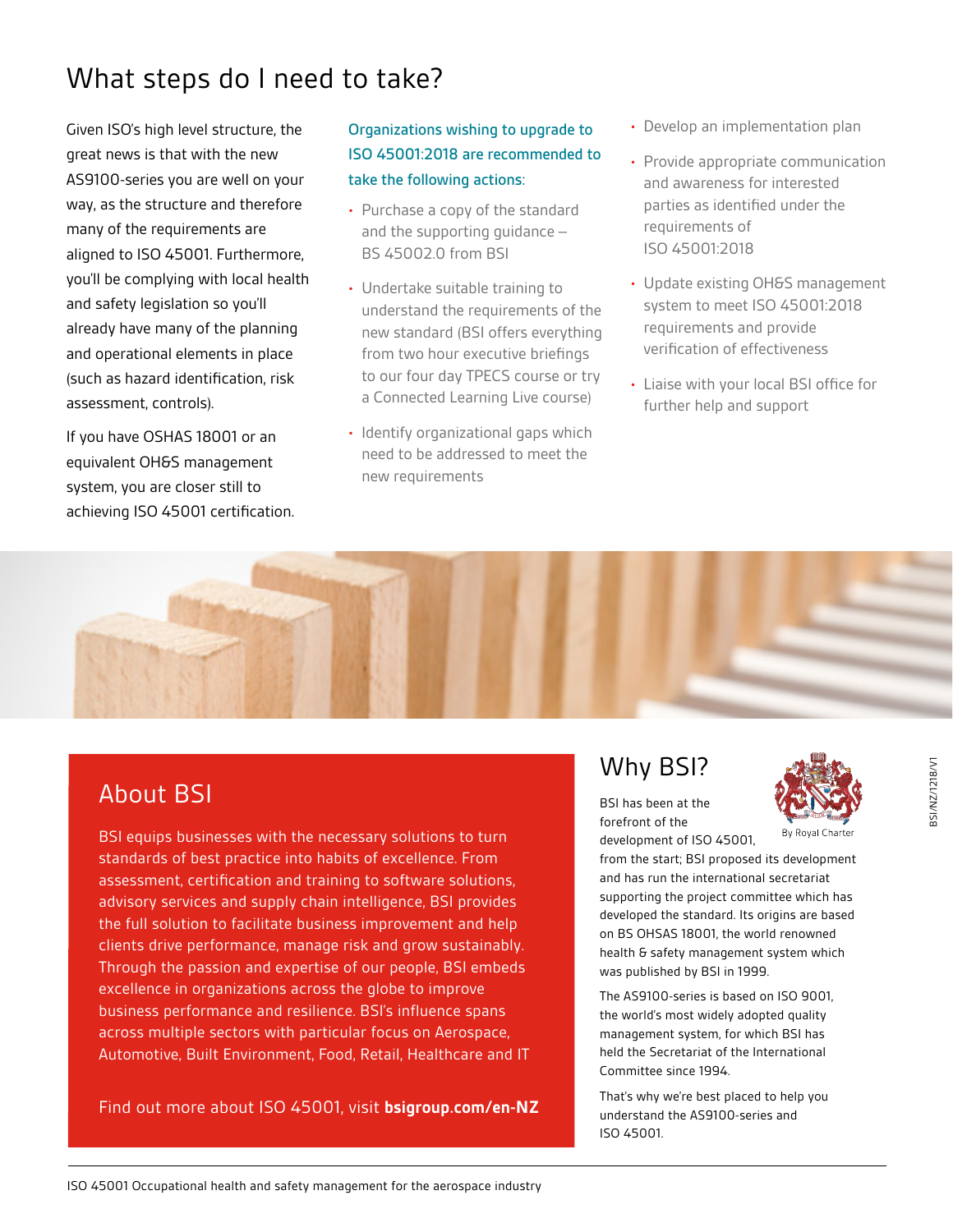# What steps do I need to take?

Given ISO's high level structure, the great news is that with the new AS9100-series you are well on your way, as the structure and therefore many of the requirements are aligned to ISO 45001. Furthermore, you'll be complying with local health and safety legislation so you'll already have many of the planning and operational elements in place (such as hazard identification, risk assessment, controls).

If you have OSHAS 18001 or an equivalent OH&S management system, you are closer still to achieving ISO 45001 certification.

**Organizations wishing to upgrade to ISO 45001:2018 are recommended to take the following actions:**

- Purchase a copy of the standard and the supporting guidance – BS 45002.0 from BSI
- Undertake suitable training to understand the requirements of the new standard (BSI offers everything from two hour executive briefings to our four day TPECS course or try a Connected Learning Live course)
- Identify organizational gaps which need to be addressed to meet the new requirements
- Develop an implementation plan
- Provide appropriate communication and awareness for interested parties as identified under the requirements of ISO 45001:2018
- Update existing OH&S management system to meet ISO 45001:2018 requirements and provide verification of effectiveness
- Liaise with your local BSI office for further help and support

## About BSI

BSI equips businesses with the necessary solutions to turn standards of best practice into habits of excellence. From assessment, certification and training to software solutions, advisory services and supply chain intelligence, BSI provides the full solution to facilitate business improvement and help clients drive performance, manage risk and grow sustainably. Through the passion and expertise of our people, BSI embeds excellence in organizations across the globe to improve business performance and resilience. BSI's influence spans across multiple sectors with particular focus on Aerospace, Automotive, Built Environment, Food, Retail, Healthcare and IT

Find out more about ISO 45001, visit **bsigroup.com/en-NZ**

## Why BSI?

By Royal Charter

BSI has been at the forefront of the development of ISO 45001, from the start; BSI proposed its development and has run the international secretariat supporting the project committee which has developed the standard. Its origins are based on BS OHSAS 18001, the world renowned health & safety management system which was published by BSI in 1999.

The AS9100-series is based on ISO 9001, the world's most widely adopted quality management system, for which BSI has held the Secretariat of the International Committee since 1994.

That's why we're best placed to help you understand the AS9100-series and ISO 45001.

BSI/NZ/1218/V1